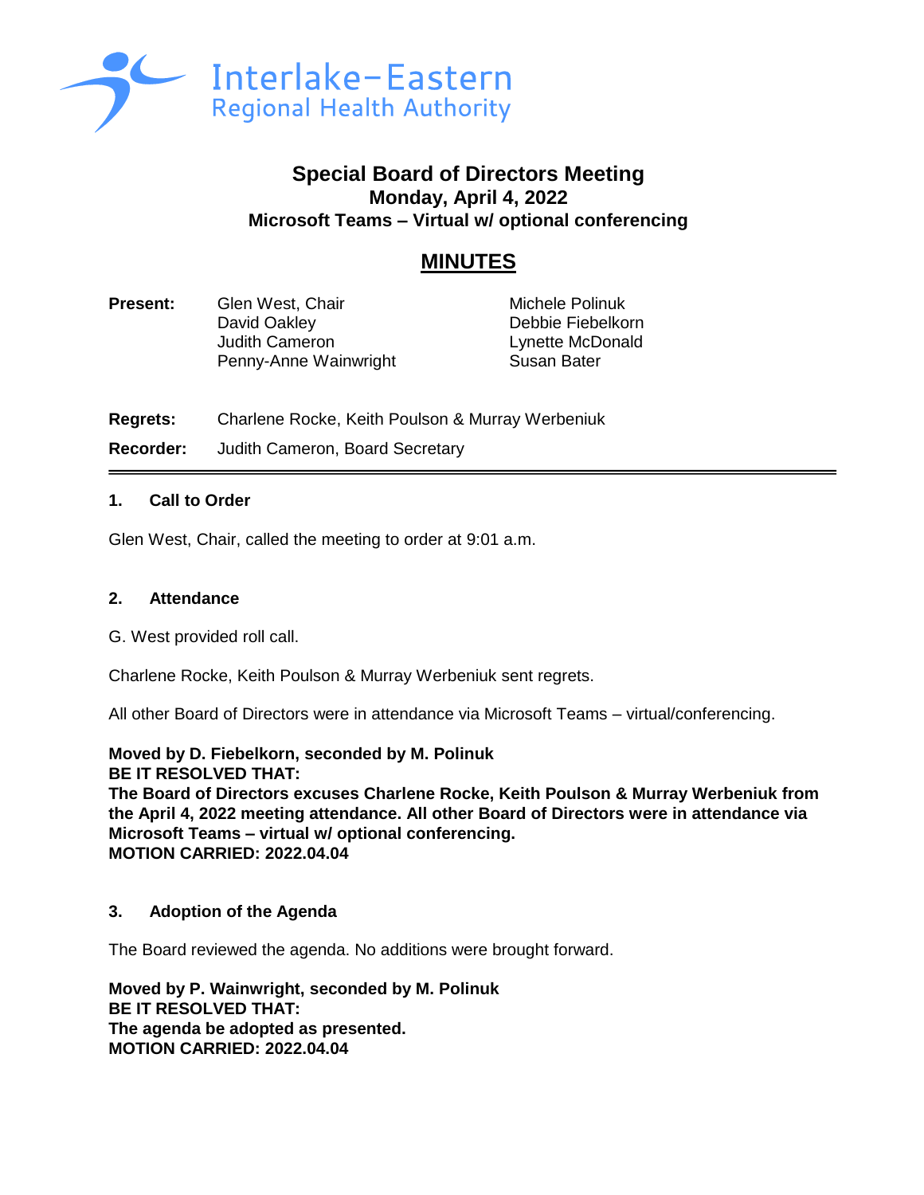Interlake-Eastern
Regional Health Authority

# Special Board of Directors Meeting
## Monday, April 4, 2022
## Microsoft Teams – Virtual w/ optional conferencing

# MINUTES

| | | |
|---|---|---|
| **Present:** | Glen West, Chair | Michele Polinuk |
| | David Oakley | Debbie Fiebelkorn |
| | Judith Cameron | Lynette McDonald |
| | Penny-Anne Wainwright | Susan Bater |

**Regrets:** Charlene Rocke, Keith Poulson & Murray Werbeniuk

**Recorder:** Judith Cameron, Board Secretary

---

### 1. Call to Order

Glen West, Chair, called the meeting to order at 9:01 a.m.

### 2. Attendance

G. West provided roll call.

Charlene Rocke, Keith Poulson & Murray Werbeniuk sent regrets.

All other Board of Directors were in attendance via Microsoft Teams – virtual/conferencing.

**Moved by D. Fiebelkorn, seconded by M. Polinuk**
**BE IT RESOLVED THAT:**
**The Board of Directors excuses Charlene Rocke, Keith Poulson & Murray Werbeniuk from the April 4, 2022 meeting attendance. All other Board of Directors were in attendance via Microsoft Teams – virtual w/ optional conferencing.**
**MOTION CARRIED: 2022.04.04**

### 3. Adoption of the Agenda

The Board reviewed the agenda. No additions were brought forward.

**Moved by P. Wainwright, seconded by M. Polinuk**
**BE IT RESOLVED THAT:**
**The agenda be adopted as presented.**
**MOTION CARRIED: 2022.04.04**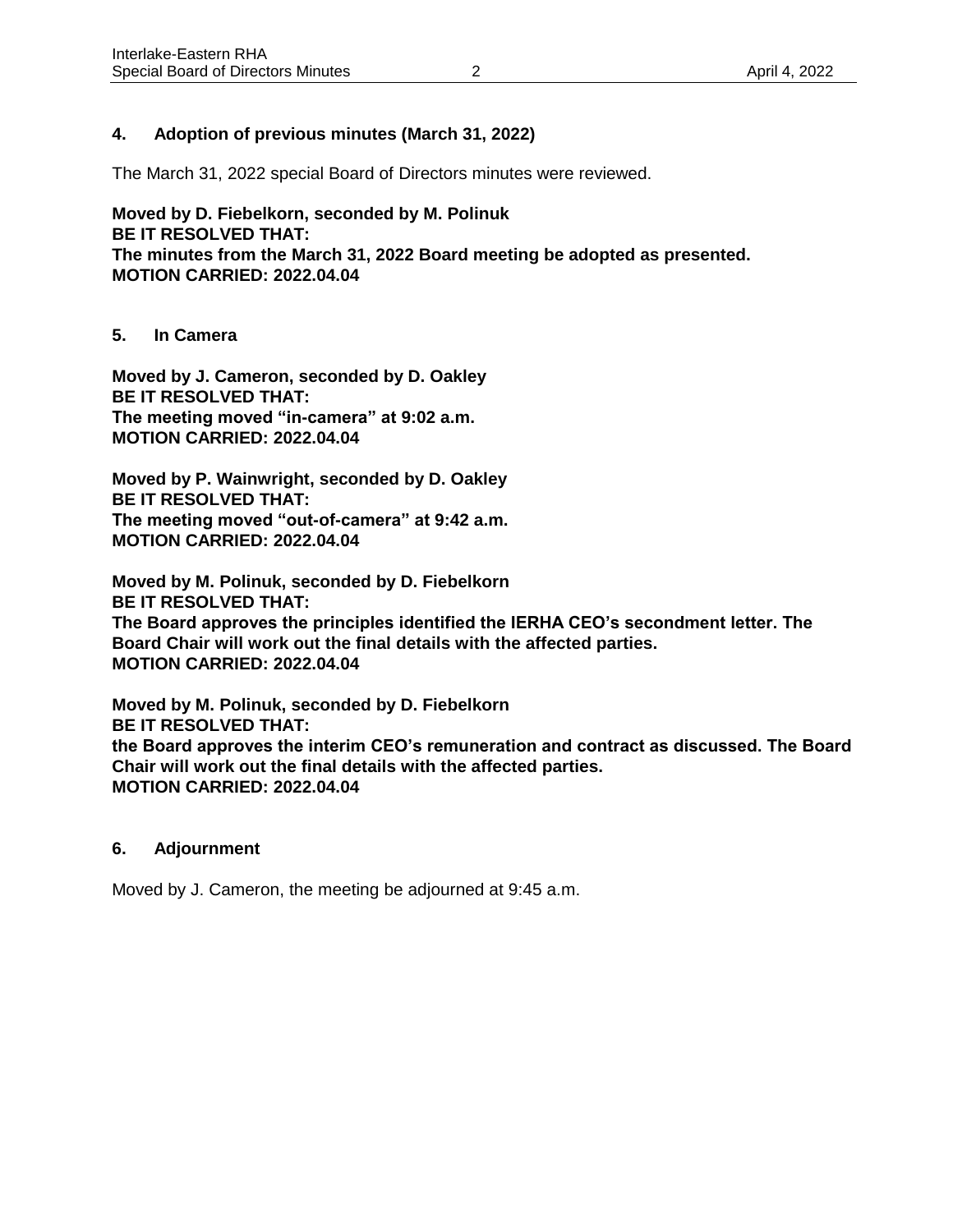## 4. Adoption of previous minutes (March 31, 2022)

The March 31, 2022 special Board of Directors minutes were reviewed.

**Moved by D. Fiebelkorn, seconded by M. Polinuk**
**BE IT RESOLVED THAT:**
**The minutes from the March 31, 2022 Board meeting be adopted as presented.**
**MOTION CARRIED: 2022.04.04**

## 5. In Camera

**Moved by J. Cameron, seconded by D. Oakley**
**BE IT RESOLVED THAT:**
**The meeting moved "in-camera" at 9:02 a.m.**
**MOTION CARRIED: 2022.04.04**

**Moved by P. Wainwright, seconded by D. Oakley**
**BE IT RESOLVED THAT:**
**The meeting moved "out-of-camera" at 9:42 a.m.**
**MOTION CARRIED: 2022.04.04**

**Moved by M. Polinuk, seconded by D. Fiebelkorn**
**BE IT RESOLVED THAT:**
**The Board approves the principles identified the IERHA CEO's secondment letter. The Board Chair will work out the final details with the affected parties.**
**MOTION CARRIED: 2022.04.04**

**Moved by M. Polinuk, seconded by D. Fiebelkorn**
**BE IT RESOLVED THAT:**
**the Board approves the interim CEO's remuneration and contract as discussed. The Board Chair will work out the final details with the affected parties.**
**MOTION CARRIED: 2022.04.04**

## 6. Adjournment

Moved by J. Cameron, the meeting be adjourned at 9:45 a.m.